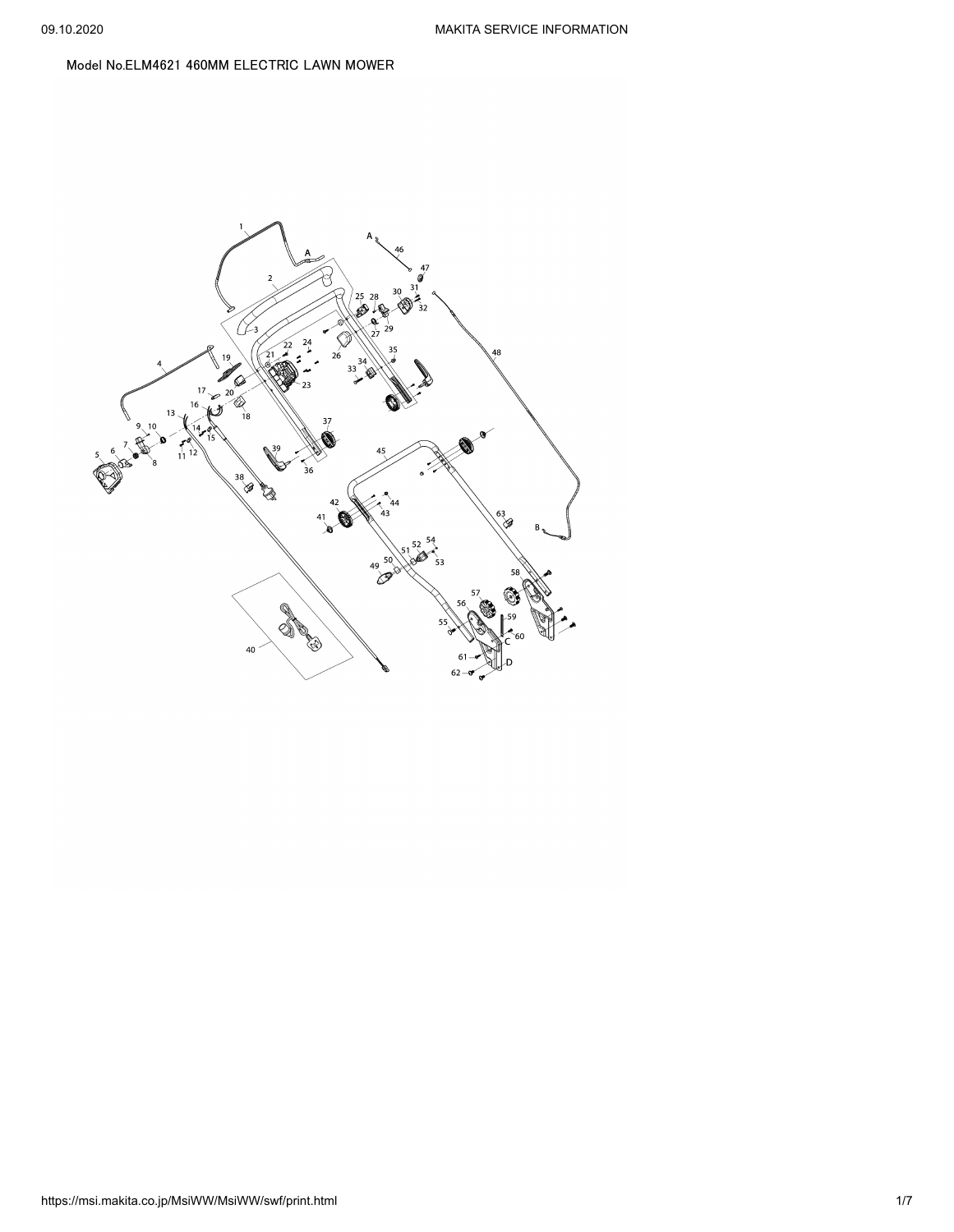Model No.ELM4621 460MM ELECTRIC LAWN MOWER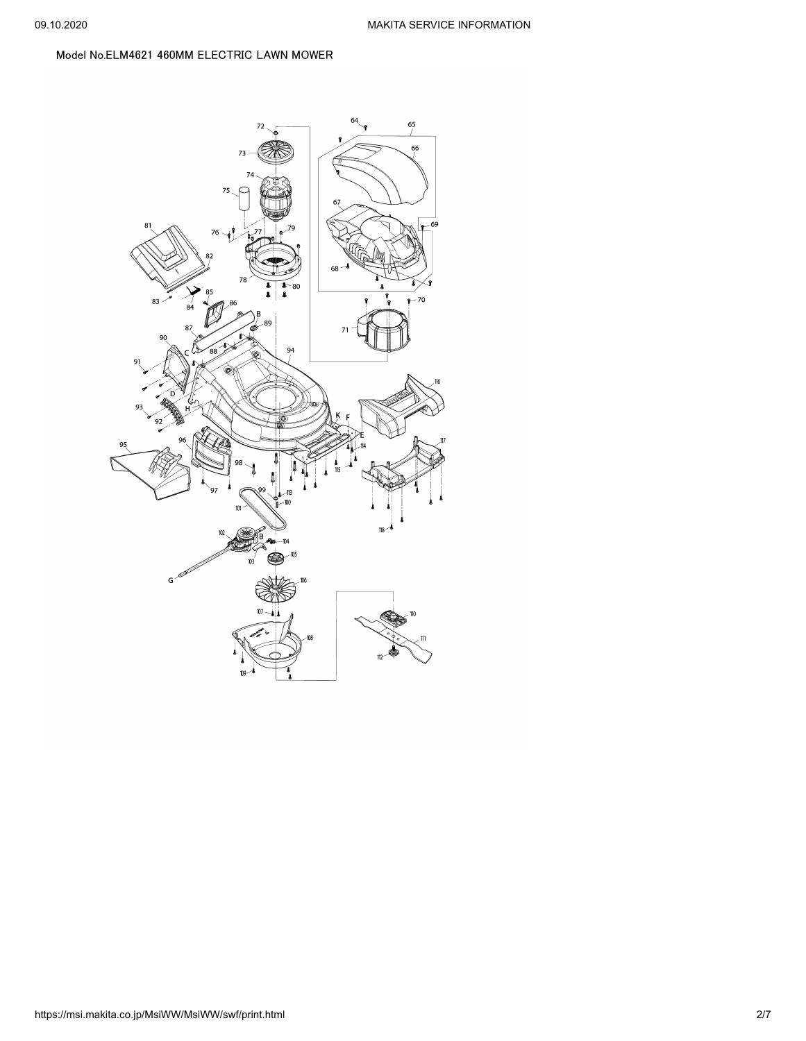Model No.ELM4621 460MM ELECTRIC LAWN MOWER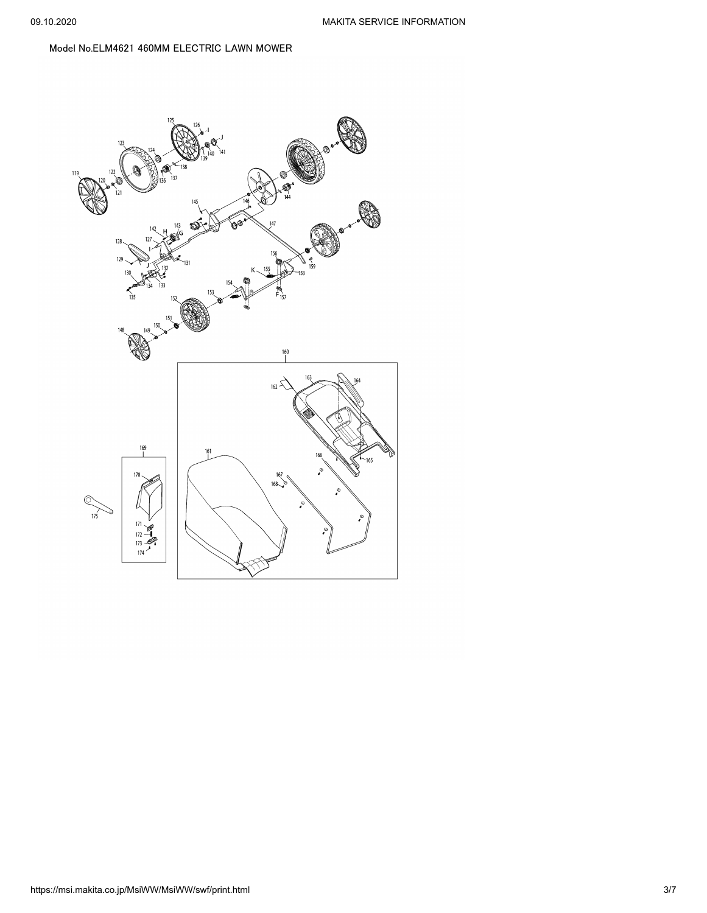Model No.ELM4621 460MM ELECTRIC LAWN MOWER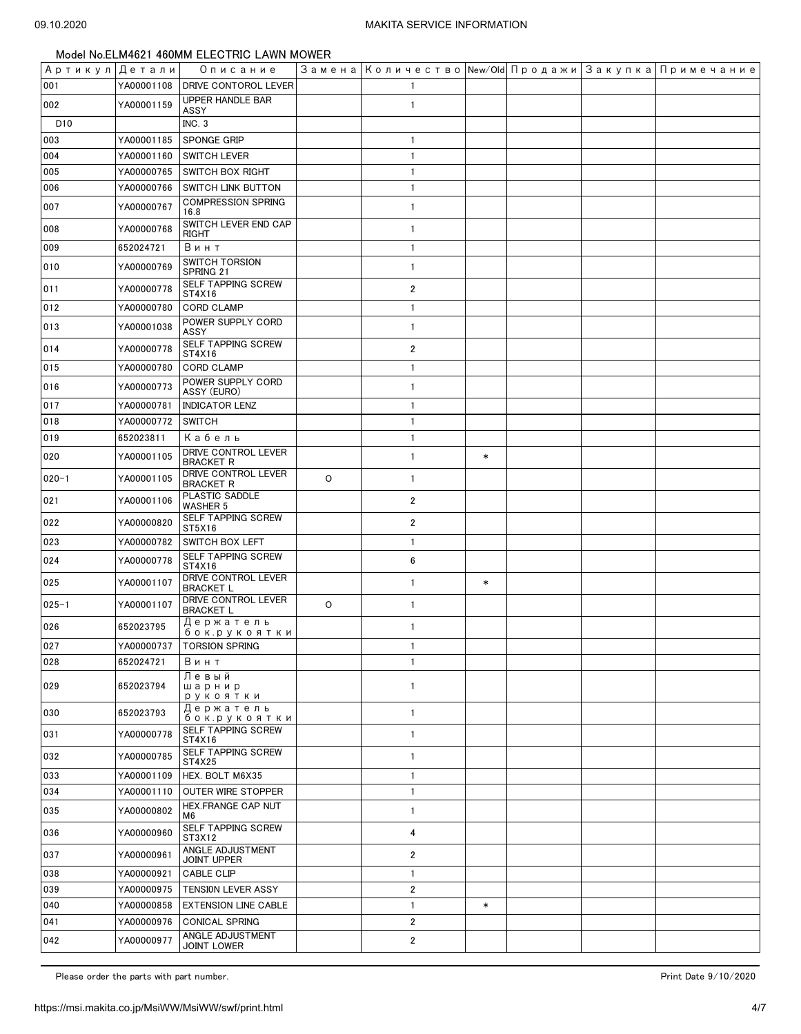Model No.ELM4621 460MM ELECTRIC LAWN MOWER

| Артикул | Детали | Описание | Замена | Количество | New/Old | Продажи | Закупка | Примечание |
|---|---|---|---|---|---|---|---|---|
| 001 | YA00001108 | DRIVE CONTOROL LEVER | | 1 | | | | |
| 002 | YA00001159 | UPPER HANDLE BAR ASSY | | 1 | | | | |
| D10 | | INC. 3 | | | | | | |
| 003 | YA00001185 | SPONGE GRIP | | 1 | | | | |
| 004 | YA00001160 | SWITCH LEVER | | 1 | | | | |
| 005 | YA00000765 | SWITCH BOX RIGHT | | 1 | | | | |
| 006 | YA00000766 | SWITCH LINK BUTTON | | 1 | | | | |
| 007 | YA00000767 | COMPRESSION SPRING 16.8 | | 1 | | | | |
| 008 | YA00000768 | SWITCH LEVER END CAP RIGHT | | 1 | | | | |
| 009 | 652024721 | Винт | | 1 | | | | |
| 010 | YA00000769 | SWITCH TORSION SPRING 21 | | 1 | | | | |
| 011 | YA00000778 | SELF TAPPING SCREW ST4X16 | | 2 | | | | |
| 012 | YA00000780 | CORD CLAMP | | 1 | | | | |
| 013 | YA00001038 | POWER SUPPLY CORD ASSY | | 1 | | | | |
| 014 | YA00000778 | SELF TAPPING SCREW ST4X16 | | 2 | | | | |
| 015 | YA00000780 | CORD CLAMP | | 1 | | | | |
| 016 | YA00000773 | POWER SUPPLY CORD ASSY (EURO) | | 1 | | | | |
| 017 | YA00000781 | INDICATOR LENZ | | 1 | | | | |
| 018 | YA00000772 | SWITCH | | 1 | | | | |
| 019 | 652023811 | Кабель | | 1 | | | | |
| 020 | YA00001105 | DRIVE CONTROL LEVER BRACKET R | | 1 | * | | | |
| 020-1 | YA00001105 | DRIVE CONTROL LEVER BRACKET R | O | 1 | | | | |
| 021 | YA00001106 | PLASTIC SADDLE WASHER 5 | | 2 | | | | |
| 022 | YA00000820 | SELF TAPPING SCREW ST5X16 | | 2 | | | | |
| 023 | YA00000782 | SWITCH BOX LEFT | | 1 | | | | |
| 024 | YA00000778 | SELF TAPPING SCREW ST4X16 | | 6 | | | | |
| 025 | YA00001107 | DRIVE CONTROL LEVER BRACKET L | | 1 | * | | | |
| 025-1 | YA00001107 | DRIVE CONTROL LEVER BRACKET L | O | 1 | | | | |
| 026 | 652023795 | Держатель бок.рукоятки | | 1 | | | | |
| 027 | YA00000737 | TORSION SPRING | | 1 | | | | |
| 028 | 652024721 | Винт | | 1 | | | | |
| 029 | 652023794 | Левый шарнир рукоятки | | 1 | | | | |
| 030 | 652023793 | Держатель бок.рукоятки | | 1 | | | | |
| 031 | YA00000778 | SELF TAPPING SCREW ST4X16 | | 1 | | | | |
| 032 | YA00000785 | SELF TAPPING SCREW ST4X25 | | 1 | | | | |
| 033 | YA00001109 | HEX. BOLT M6X35 | | 1 | | | | |
| 034 | YA00001110 | OUTER WIRE STOPPER | | 1 | | | | |
| 035 | YA00000802 | HEX.FRANGE CAP NUT M6 | | 1 | | | | |
| 036 | YA00000960 | SELF TAPPING SCREW ST3X12 | | 4 | | | | |
| 037 | YA00000961 | ANGLE ADJUSTMENT JOINT UPPER | | 2 | | | | |
| 038 | YA00000921 | CABLE CLIP | | 1 | | | | |
| 039 | YA00000975 | TENSION LEVER ASSY | | 2 | | | | |
| 040 | YA00000858 | EXTENSION LINE CABLE | | 1 | * | | | |
| 041 | YA00000976 | CONICAL SPRING | | 2 | | | | |
| 042 | YA00000977 | ANGLE ADJUSTMENT JOINT LOWER | | 2 | | | | |

Please order the parts with part number.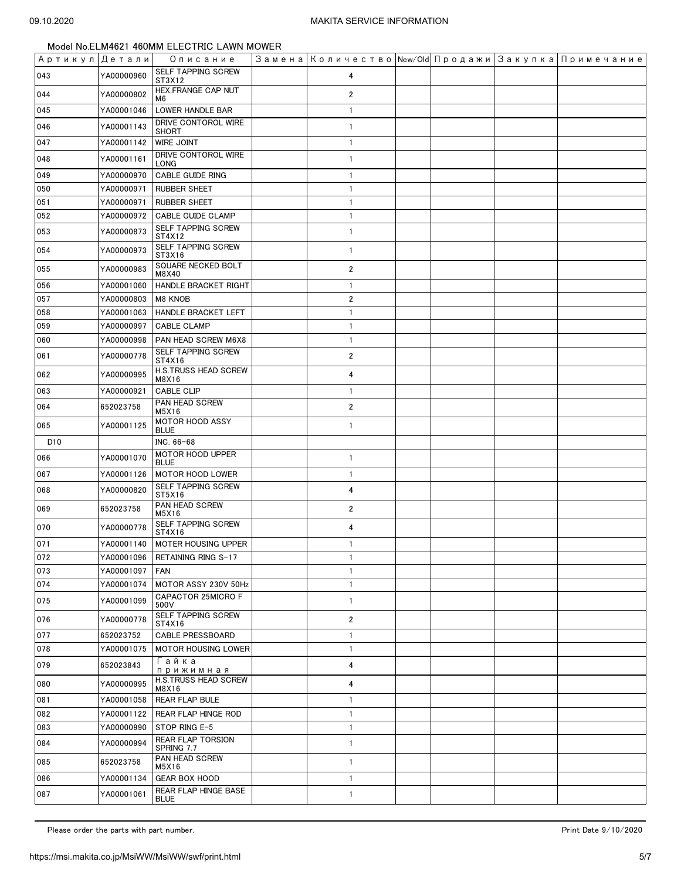Model No.ELM4621 460MM ELECTRIC LAWN MOWER

| Артикул | Детали | Описание | Замена | Количество | New/Old | Продажи | Закупка | Примечание |
|---|---|---|---|---|---|---|---|---|
| 043 | YA00000960 | SELF TAPPING SCREW ST3X12 | | 4 | | | | |
| 044 | YA00000802 | HEX.FRANGE CAP NUT M6 | | 2 | | | | |
| 045 | YA00001046 | LOWER HANDLE BAR | | 1 | | | | |
| 046 | YA00001143 | DRIVE CONTOROL WIRE SHORT | | 1 | | | | |
| 047 | YA00001142 | WIRE JOINT | | 1 | | | | |
| 048 | YA00001161 | DRIVE CONTOROL WIRE LONG | | 1 | | | | |
| 049 | YA00000970 | CABLE GUIDE RING | | 1 | | | | |
| 050 | YA00000971 | RUBBER SHEET | | 1 | | | | |
| 051 | YA00000971 | RUBBER SHEET | | 1 | | | | |
| 052 | YA00000972 | CABLE GUIDE CLAMP | | 1 | | | | |
| 053 | YA00000873 | SELF TAPPING SCREW ST4X12 | | 1 | | | | |
| 054 | YA00000973 | SELF TAPPING SCREW ST3X16 | | 1 | | | | |
| 055 | YA00000983 | SQUARE NECKED BOLT M8X40 | | 2 | | | | |
| 056 | YA00001060 | HANDLE BRACKET RIGHT | | 1 | | | | |
| 057 | YA00000803 | M8 KNOB | | 2 | | | | |
| 058 | YA00001063 | HANDLE BRACKET LEFT | | 1 | | | | |
| 059 | YA00000997 | CABLE CLAMP | | 1 | | | | |
| 060 | YA00000998 | PAN HEAD SCREW M6X8 | | 1 | | | | |
| 061 | YA00000778 | SELF TAPPING SCREW ST4X16 | | 2 | | | | |
| 062 | YA00000995 | H.S.TRUSS HEAD SCREW M8X16 | | 4 | | | | |
| 063 | YA00000921 | CABLE CLIP | | 1 | | | | |
| 064 | 652023758 | PAN HEAD SCREW M5X16 | | 2 | | | | |
| 065 | YA00001125 | MOTOR HOOD ASSY BLUE | | 1 | | | | |
| D10 | | INC. 66-68 | | | | | | |
| 066 | YA00001070 | MOTOR HOOD UPPER BLUE | | 1 | | | | |
| 067 | YA00001126 | MOTOR HOOD LOWER | | 1 | | | | |
| 068 | YA00000820 | SELF TAPPING SCREW ST5X16 | | 4 | | | | |
| 069 | 652023758 | PAN HEAD SCREW M5X16 | | 2 | | | | |
| 070 | YA00000778 | SELF TAPPING SCREW ST4X16 | | 4 | | | | |
| 071 | YA00001140 | MOTER HOUSING UPPER | | 1 | | | | |
| 072 | YA00001096 | RETAINING RING S-17 | | 1 | | | | |
| 073 | YA00001097 | FAN | | 1 | | | | |
| 074 | YA00001074 | MOTOR ASSY 230V 50Hz | | 1 | | | | |
| 075 | YA00001099 | CAPACTOR 25MICRO F 500V | | 1 | | | | |
| 076 | YA00000778 | SELF TAPPING SCREW ST4X16 | | 2 | | | | |
| 077 | 652023752 | CABLE PRESSBOARD | | 1 | | | | |
| 078 | YA00001075 | MOTOR HOUSING LOWER | | 1 | | | | |
| 079 | 652023843 | Гайка прижимная | | 4 | | | | |
| 080 | YA00000995 | H.S.TRUSS HEAD SCREW M8X16 | | 4 | | | | |
| 081 | YA00001058 | REAR FLAP BULE | | 1 | | | | |
| 082 | YA00001122 | REAR FLAP HINGE ROD | | 1 | | | | |
| 083 | YA00000990 | STOP RING E-5 | | 1 | | | | |
| 084 | YA00000994 | REAR FLAP TORSION SPRING 7.7 | | 1 | | | | |
| 085 | 652023758 | PAN HEAD SCREW M5X16 | | 1 | | | | |
| 086 | YA00001134 | GEAR BOX HOOD | | 1 | | | | |
| 087 | YA00001061 | REAR FLAP HINGE BASE BLUE | | 1 | | | | |

Please order the parts with part number.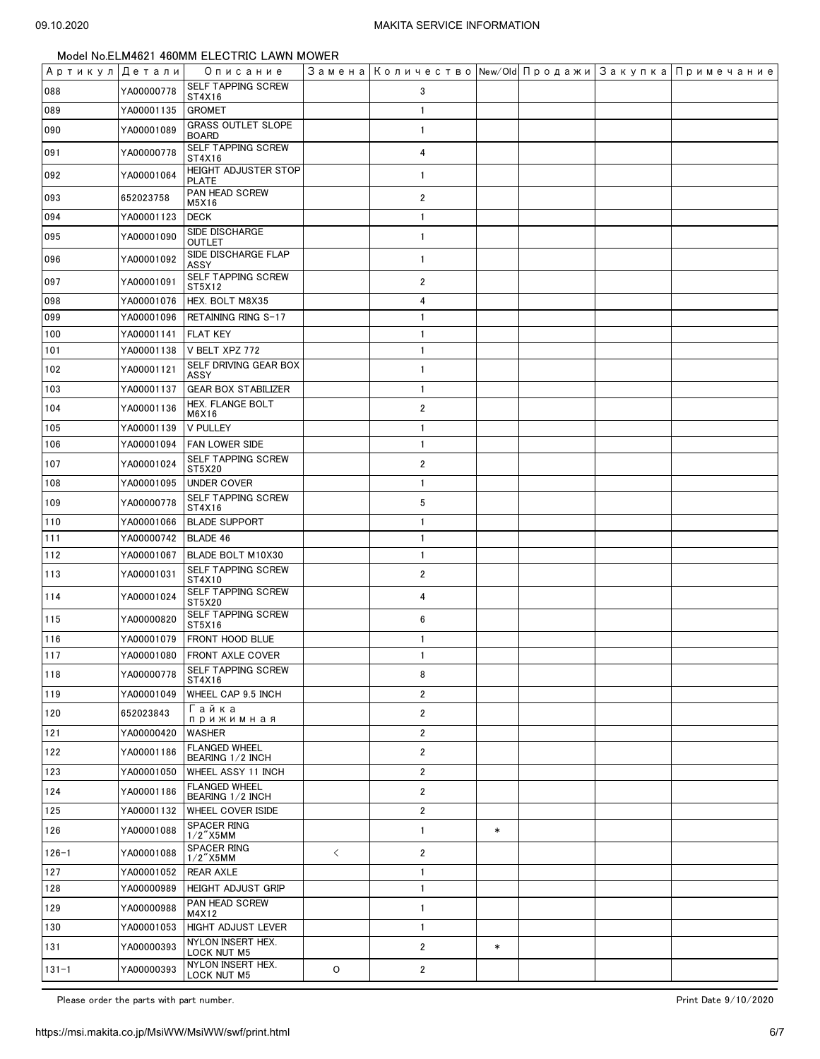Model No.ELM4621 460MM ELECTRIC LAWN MOWER

| Артикул | Детали | Описание | Замена | Количество | New/Old | Продажи | Закупка | Примечание |
|---|---|---|---|---|---|---|---|---|
| 088 | YA00000778 | SELF TAPPING SCREW ST4X16 | | 3 | | | | |
| 089 | YA00001135 | GROMET | | 1 | | | | |
| 090 | YA00001089 | GRASS OUTLET SLOPE BOARD | | 1 | | | | |
| 091 | YA00000778 | SELF TAPPING SCREW ST4X16 | | 4 | | | | |
| 092 | YA00001064 | HEIGHT ADJUSTER STOP PLATE | | 1 | | | | |
| 093 | 652023758 | PAN HEAD SCREW M5X16 | | 2 | | | | |
| 094 | YA00001123 | DECK | | 1 | | | | |
| 095 | YA00001090 | SIDE DISCHARGE OUTLET | | 1 | | | | |
| 096 | YA00001092 | SIDE DISCHARGE FLAP ASSY | | 1 | | | | |
| 097 | YA00001091 | SELF TAPPING SCREW ST5X12 | | 2 | | | | |
| 098 | YA00001076 | HEX. BOLT M8X35 | | 4 | | | | |
| 099 | YA00001096 | RETAINING RING S-17 | | 1 | | | | |
| 100 | YA00001141 | FLAT KEY | | 1 | | | | |
| 101 | YA00001138 | V BELT XPZ 772 | | 1 | | | | |
| 102 | YA00001121 | SELF DRIVING GEAR BOX ASSY | | 1 | | | | |
| 103 | YA00001137 | GEAR BOX STABILIZER | | 1 | | | | |
| 104 | YA00001136 | HEX. FLANGE BOLT M6X16 | | 2 | | | | |
| 105 | YA00001139 | V PULLEY | | 1 | | | | |
| 106 | YA00001094 | FAN LOWER SIDE | | 1 | | | | |
| 107 | YA00001024 | SELF TAPPING SCREW ST5X20 | | 2 | | | | |
| 108 | YA00001095 | UNDER COVER | | 1 | | | | |
| 109 | YA00000778 | SELF TAPPING SCREW ST4X16 | | 5 | | | | |
| 110 | YA00001066 | BLADE SUPPORT | | 1 | | | | |
| 111 | YA00000742 | BLADE 46 | | 1 | | | | |
| 112 | YA00001067 | BLADE BOLT M10X30 | | 1 | | | | |
| 113 | YA00001031 | SELF TAPPING SCREW ST4X10 | | 2 | | | | |
| 114 | YA00001024 | SELF TAPPING SCREW ST5X20 | | 4 | | | | |
| 115 | YA00000820 | SELF TAPPING SCREW ST5X16 | | 6 | | | | |
| 116 | YA00001079 | FRONT HOOD BLUE | | 1 | | | | |
| 117 | YA00001080 | FRONT AXLE COVER | | 1 | | | | |
| 118 | YA00000778 | SELF TAPPING SCREW ST4X16 | | 8 | | | | |
| 119 | YA00001049 | WHEEL CAP 9.5 INCH | | 2 | | | | |
| 120 | 652023843 | Гайка прижимная | | 2 | | | | |
| 121 | YA00000420 | WASHER | | 2 | | | | |
| 122 | YA00001186 | FLANGED WHEEL BEARING 1/2 INCH | | 2 | | | | |
| 123 | YA00001050 | WHEEL ASSY 11 INCH | | 2 | | | | |
| 124 | YA00001186 | FLANGED WHEEL BEARING 1/2 INCH | | 2 | | | | |
| 125 | YA00001132 | WHEEL COVER ISIDE | | 2 | | | | |
| 126 | YA00001088 | SPACER RING 1/2"X5MM | | 1 | * | | | |
| 126-1 | YA00001088 | SPACER RING 1/2"X5MM | < | 2 | | | | |
| 127 | YA00001052 | REAR AXLE | | 1 | | | | |
| 128 | YA00000989 | HEIGHT ADJUST GRIP | | 1 | | | | |
| 129 | YA00000988 | PAN HEAD SCREW M4X12 | | 1 | | | | |
| 130 | YA00001053 | HIGHT ADJUST LEVER | | 1 | | | | |
| 131 | YA00000393 | NYLON INSERT HEX. LOCK NUT M5 | | 2 | * | | | |
| 131-1 | YA00000393 | NYLON INSERT HEX. LOCK NUT M5 | O | 2 | | | | |

Please order the parts with part number.

Print Date 9/10/2020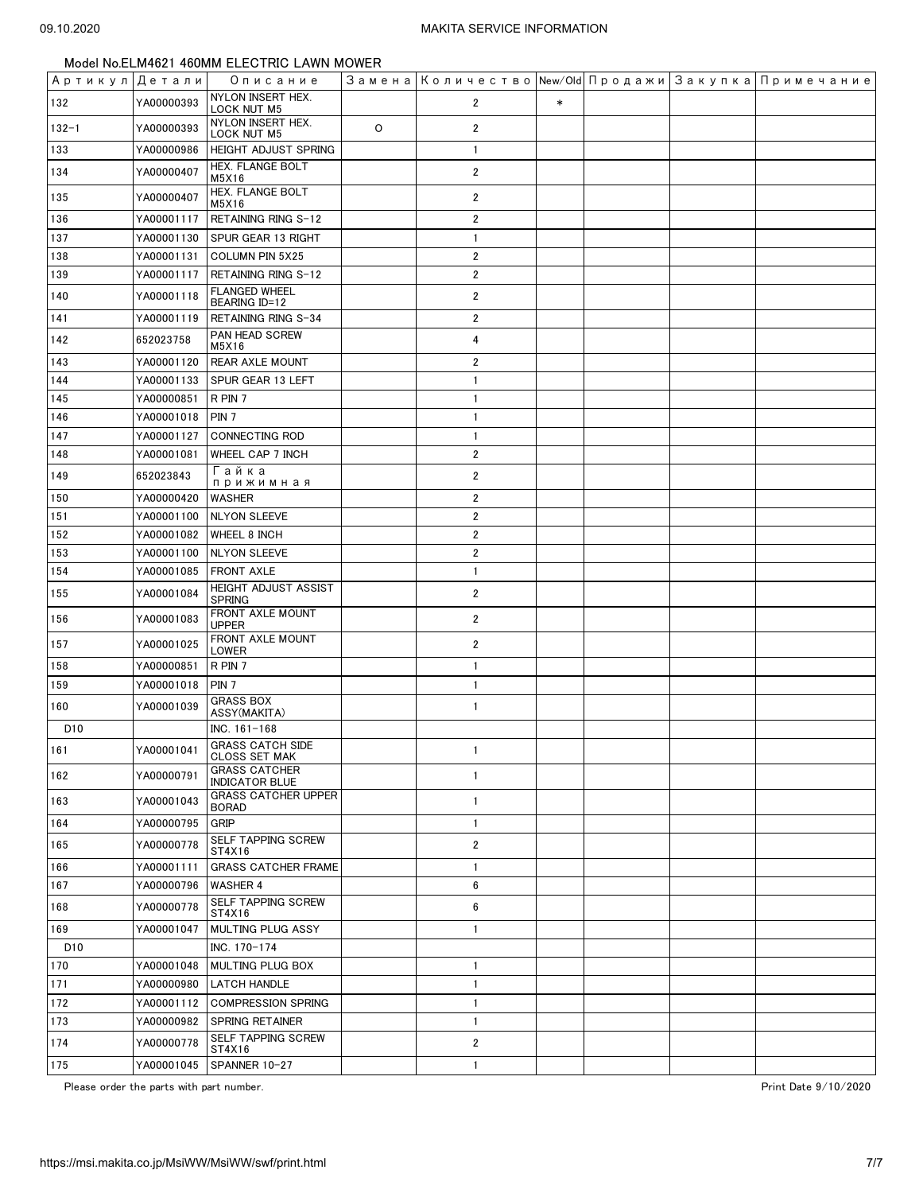Model No.ELM4621 460MM ELECTRIC LAWN MOWER

| Артикул | Детали | Описание | Замена | Количество | New/Old | Продажи | Закупка | Примечание |
|---|---|---|---|---|---|---|---|---|
| 132 | YA00000393 | NYLON INSERT HEX. LOCK NUT M5 | | 2 | * | | | |
| 132-1 | YA00000393 | NYLON INSERT HEX. LOCK NUT M5 | O | 2 | | | | |
| 133 | YA00000986 | HEIGHT ADJUST SPRING | | 1 | | | | |
| 134 | YA00000407 | HEX. FLANGE BOLT M5X16 | | 2 | | | | |
| 135 | YA00000407 | HEX. FLANGE BOLT M5X16 | | 2 | | | | |
| 136 | YA00001117 | RETAINING RING S-12 | | 2 | | | | |
| 137 | YA00001130 | SPUR GEAR 13 RIGHT | | 1 | | | | |
| 138 | YA00001131 | COLUMN PIN 5X25 | | 2 | | | | |
| 139 | YA00001117 | RETAINING RING S-12 | | 2 | | | | |
| 140 | YA00001118 | FLANGED WHEEL BEARING ID=12 | | 2 | | | | |
| 141 | YA00001119 | RETAINING RING S-34 | | 2 | | | | |
| 142 | 652023758 | PAN HEAD SCREW M5X16 | | 4 | | | | |
| 143 | YA00001120 | REAR AXLE MOUNT | | 2 | | | | |
| 144 | YA00001133 | SPUR GEAR 13 LEFT | | 1 | | | | |
| 145 | YA00000851 | R PIN 7 | | 1 | | | | |
| 146 | YA00001018 | PIN 7 | | 1 | | | | |
| 147 | YA00001127 | CONNECTING ROD | | 1 | | | | |
| 148 | YA00001081 | WHEEL CAP 7 INCH | | 2 | | | | |
| 149 | 652023843 | Гайка прижимная | | 2 | | | | |
| 150 | YA00000420 | WASHER | | 2 | | | | |
| 151 | YA00001100 | NLYON SLEEVE | | 2 | | | | |
| 152 | YA00001082 | WHEEL 8 INCH | | 2 | | | | |
| 153 | YA00001100 | NLYON SLEEVE | | 2 | | | | |
| 154 | YA00001085 | FRONT AXLE | | 1 | | | | |
| 155 | YA00001084 | HEIGHT ADJUST ASSIST SPRING | | 2 | | | | |
| 156 | YA00001083 | FRONT AXLE MOUNT UPPER | | 2 | | | | |
| 157 | YA00001025 | FRONT AXLE MOUNT LOWER | | 2 | | | | |
| 158 | YA00000851 | R PIN 7 | | 1 | | | | |
| 159 | YA00001018 | PIN 7 | | 1 | | | | |
| 160 | YA00001039 | GRASS BOX ASSY(MAKITA) | | 1 | | | | |
| D10 | | INC. 161-168 | | | | | | |
| 161 | YA00001041 | GRASS CATCH SIDE CLOSS SET MAK | | 1 | | | | |
| 162 | YA00000791 | GRASS CATCHER INDICATOR BLUE | | 1 | | | | |
| 163 | YA00001043 | GRASS CATCHER UPPER BORAD | | 1 | | | | |
| 164 | YA00000795 | GRIP | | 1 | | | | |
| 165 | YA00000778 | SELF TAPPING SCREW ST4X16 | | 2 | | | | |
| 166 | YA00001111 | GRASS CATCHER FRAME | | 1 | | | | |
| 167 | YA00000796 | WASHER 4 | | 6 | | | | |
| 168 | YA00000778 | SELF TAPPING SCREW ST4X16 | | 6 | | | | |
| 169 | YA00001047 | MULTING PLUG ASSY | | 1 | | | | |
| D10 | | INC. 170-174 | | | | | | |
| 170 | YA00001048 | MULTING PLUG BOX | | 1 | | | | |
| 171 | YA00000980 | LATCH HANDLE | | 1 | | | | |
| 172 | YA00001112 | COMPRESSION SPRING | | 1 | | | | |
| 173 | YA00000982 | SPRING RETAINER | | 1 | | | | |
| 174 | YA00000778 | SELF TAPPING SCREW ST4X16 | | 2 | | | | |
| 175 | YA00001045 | SPANNER 10-27 | | 1 | | | | |

Please order the parts with part number.

Print Date 9/10/2020